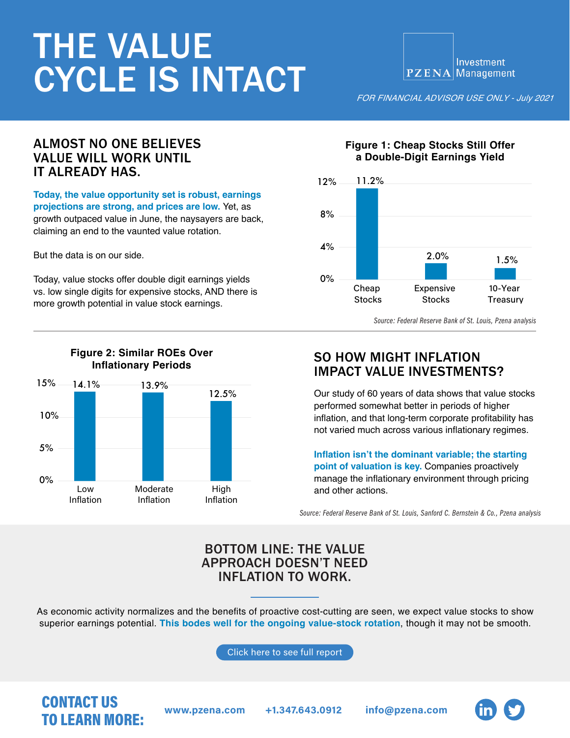# THE VALUE CYCLE IS INTACT

PZENA Investment Management

*FOR FINANCIAL ADVISOR USE ONLY - July 2021*

## ALMOST NO ONE BELIEVES VALUE WILL WORK UNTIL IT ALREADY HAS.

**Today, the value opportunity set is robust, earnings projections are strong, and prices are low.** Yet, as growth outpaced value in June, the naysayers are back, claiming an end to the vaunted value rotation.

But the data is on our side.

Today, value stocks offer double digit earnings yields vs. low single digits for expensive stocks, AND there is more growth potential in value stock earnings.

**Figure 1: Cheap Stocks Still Offer a Double-Digit Earnings Yield**

| Cheap Stocks | Expensive Stocks | 10-Year Treasury |
|---|---|---|
| 11.2% | 2.0% | 1.5% |

*Source: Federal Reserve Bank of St. Louis, Pzena analysis*

**Figure 2: Similar ROEs Over Inflationary Periods**

| Low Inflation | Moderate Inflation | High Inflation |
|---|---|---|
| 14.1% | 13.9% | 12.5% |

## SO HOW MIGHT INFLATION IMPACT VALUE INVESTMENTS?

Our study of 60 years of data shows that value stocks performed somewhat better in periods of higher inflation, and that long-term corporate profitability has not varied much across various inflationary regimes.

**Inflation isn't the dominant variable; the starting point of valuation is key.** Companies proactively manage the inflationary environment through pricing and other actions.

*Source: Federal Reserve Bank of St. Louis, Sanford C. Bernstein & Co., Pzena analysis*

## BOTTOM LINE: THE VALUE APPROACH DOESN'T NEED INFLATION TO WORK.

As economic activity normalizes and the benefits of proactive cost-cutting are seen, we expect value stocks to show superior earnings potential. **This bodes well for the ongoing value-stock rotation**, though it may not be smooth.

Click here to see full report

## CONTACT US TO LEARN MORE:

www.pzena.com +1.347.643.0912 info@pzena.com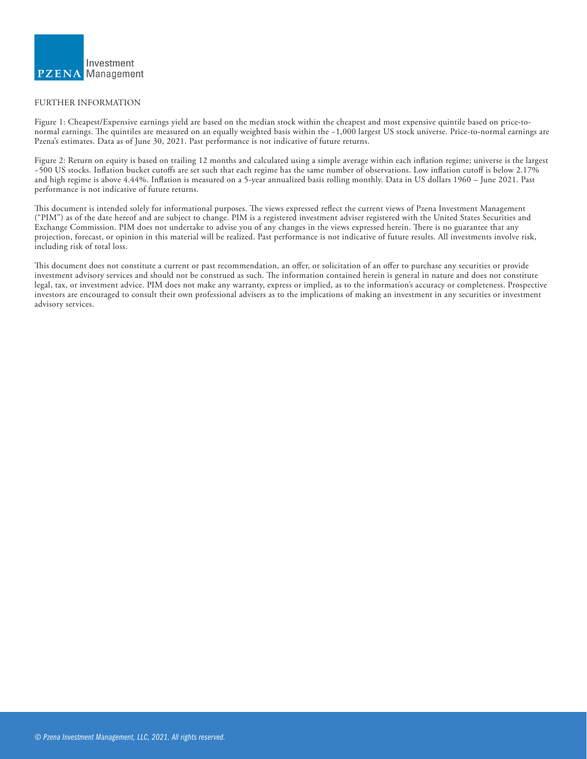FURTHER INFORMATION

Figure 1: Cheapest/Expensive earnings yield are based on the median stock within the cheapest and most expensive quintile based on price-to-normal earnings. The quintiles are measured on an equally weighted basis within the ~1,000 largest US stock universe. Price-to-normal earnings are Pzena's estimates. Data as of June 30, 2021. Past performance is not indicative of future returns.

Figure 2: Return on equity is based on trailing 12 months and calculated using a simple average within each inflation regime; universe is the largest ~500 US stocks. Inflation bucket cutoffs are set such that each regime has the same number of observations. Low inflation cutoff is below 2.17% and high regime is above 4.44%. Inflation is measured on a 5-year annualized basis rolling monthly. Data in US dollars 1960 – June 2021. Past performance is not indicative of future returns.

This document is intended solely for informational purposes. The views expressed reflect the current views of Pzena Investment Management ("PIM") as of the date hereof and are subject to change. PIM is a registered investment adviser registered with the United States Securities and Exchange Commission. PIM does not undertake to advise you of any changes in the views expressed herein. There is no guarantee that any projection, forecast, or opinion in this material will be realized. Past performance is not indicative of future results. All investments involve risk, including risk of total loss.

This document does not constitute a current or past recommendation, an offer, or solicitation of an offer to purchase any securities or provide investment advisory services and should not be construed as such. The information contained herein is general in nature and does not constitute legal, tax, or investment advice. PIM does not make any warranty, express or implied, as to the information's accuracy or completeness. Prospective investors are encouraged to consult their own professional advisers as to the implications of making an investment in any securities or investment advisory services.

*© Pzena Investment Management, LLC, 2021. All rights reserved.*